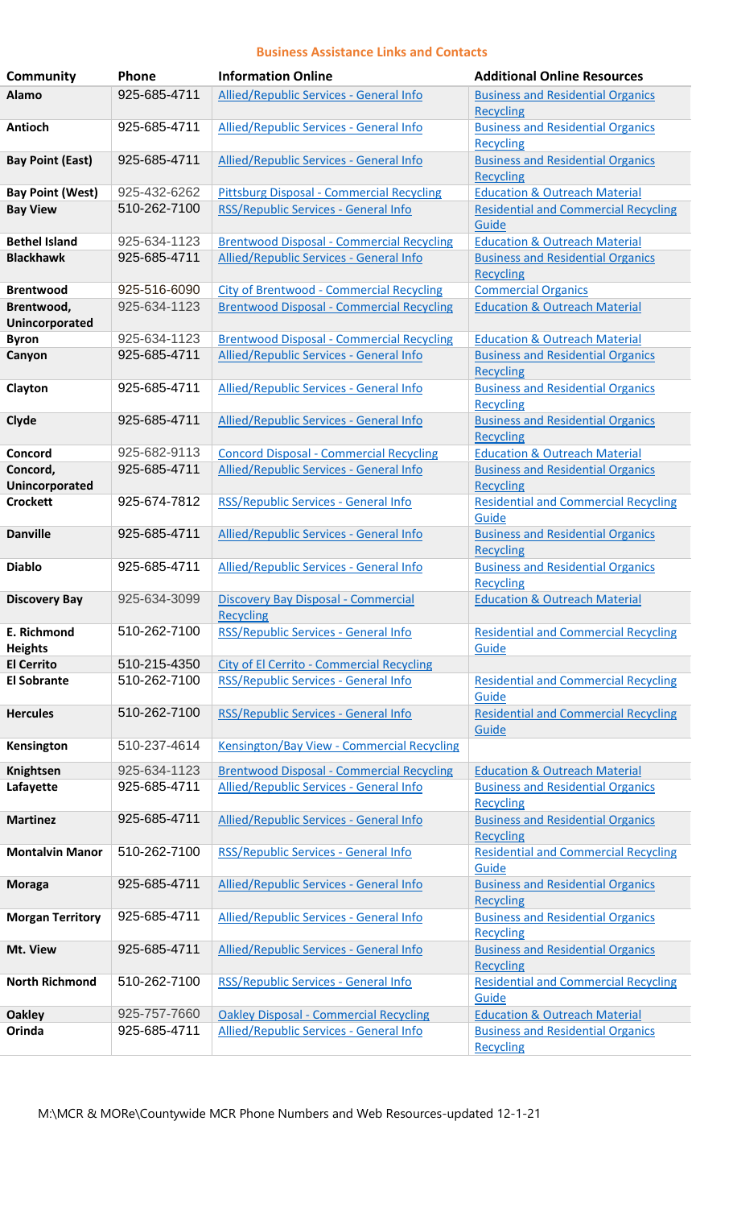## Business Assistance Links and Contacts

| Community | Phone | Information Online | Additional Online Resources |
|---|---|---|---|
| **Alamo** | 925-685-4711 | Allied/Republic Services - General Info | Business and Residential Organics Recycling |
| **Antioch** | 925-685-4711 | Allied/Republic Services - General Info | Business and Residential Organics Recycling |
| **Bay Point (East)** | 925-685-4711 | Allied/Republic Services - General Info | Business and Residential Organics Recycling |
| **Bay Point (West)** | 925-432-6262 | Pittsburg Disposal - Commercial Recycling | Education & Outreach Material |
| **Bay View** | 510-262-7100 | RSS/Republic Services - General Info | Residential and Commercial Recycling Guide |
| **Bethel Island** | 925-634-1123 | Brentwood Disposal - Commercial Recycling | Education & Outreach Material |
| **Blackhawk** | 925-685-4711 | Allied/Republic Services - General Info | Business and Residential Organics Recycling |
| **Brentwood** | 925-516-6090 | City of Brentwood - Commercial Recycling | Commercial Organics |
| **Brentwood, Unincorporated** | 925-634-1123 | Brentwood Disposal - Commercial Recycling | Education & Outreach Material |
| **Byron** | 925-634-1123 | Brentwood Disposal - Commercial Recycling | Education & Outreach Material |
| **Canyon** | 925-685-4711 | Allied/Republic Services - General Info | Business and Residential Organics Recycling |
| **Clayton** | 925-685-4711 | Allied/Republic Services - General Info | Business and Residential Organics Recycling |
| **Clyde** | 925-685-4711 | Allied/Republic Services - General Info | Business and Residential Organics Recycling |
| **Concord** | 925-682-9113 | Concord Disposal - Commercial Recycling | Education & Outreach Material |
| **Concord, Unincorporated** | 925-685-4711 | Allied/Republic Services - General Info | Business and Residential Organics Recycling |
| **Crockett** | 925-674-7812 | RSS/Republic Services - General Info | Residential and Commercial Recycling Guide |
| **Danville** | 925-685-4711 | Allied/Republic Services - General Info | Business and Residential Organics Recycling |
| **Diablo** | 925-685-4711 | Allied/Republic Services - General Info | Business and Residential Organics Recycling |
| **Discovery Bay** | 925-634-3099 | Discovery Bay Disposal - Commercial Recycling | Education & Outreach Material |
| **E. Richmond Heights** | 510-262-7100 | RSS/Republic Services - General Info | Residential and Commercial Recycling Guide |
| **El Cerrito** | 510-215-4350 | City of El Cerrito - Commercial Recycling | |
| **El Sobrante** | 510-262-7100 | RSS/Republic Services - General Info | Residential and Commercial Recycling Guide |
| **Hercules** | 510-262-7100 | RSS/Republic Services - General Info | Residential and Commercial Recycling Guide |
| **Kensington** | 510-237-4614 | Kensington/Bay View - Commercial Recycling | |
| **Knightsen** | 925-634-1123 | Brentwood Disposal - Commercial Recycling | Education & Outreach Material |
| **Lafayette** | 925-685-4711 | Allied/Republic Services - General Info | Business and Residential Organics Recycling |
| **Martinez** | 925-685-4711 | Allied/Republic Services - General Info | Business and Residential Organics Recycling |
| **Montalvin Manor** | 510-262-7100 | RSS/Republic Services - General Info | Residential and Commercial Recycling Guide |
| **Moraga** | 925-685-4711 | Allied/Republic Services - General Info | Business and Residential Organics Recycling |
| **Morgan Territory** | 925-685-4711 | Allied/Republic Services - General Info | Business and Residential Organics Recycling |
| **Mt. View** | 925-685-4711 | Allied/Republic Services - General Info | Business and Residential Organics Recycling |
| **North Richmond** | 510-262-7100 | RSS/Republic Services - General Info | Residential and Commercial Recycling Guide |
| **Oakley** | 925-757-7660 | Oakley Disposal - Commercial Recycling | Education & Outreach Material |
| **Orinda** | 925-685-4711 | Allied/Republic Services - General Info | Business and Residential Organics Recycling |

M:\MCR & MORe\Countywide MCR Phone Numbers and Web Resources-updated 12-1-21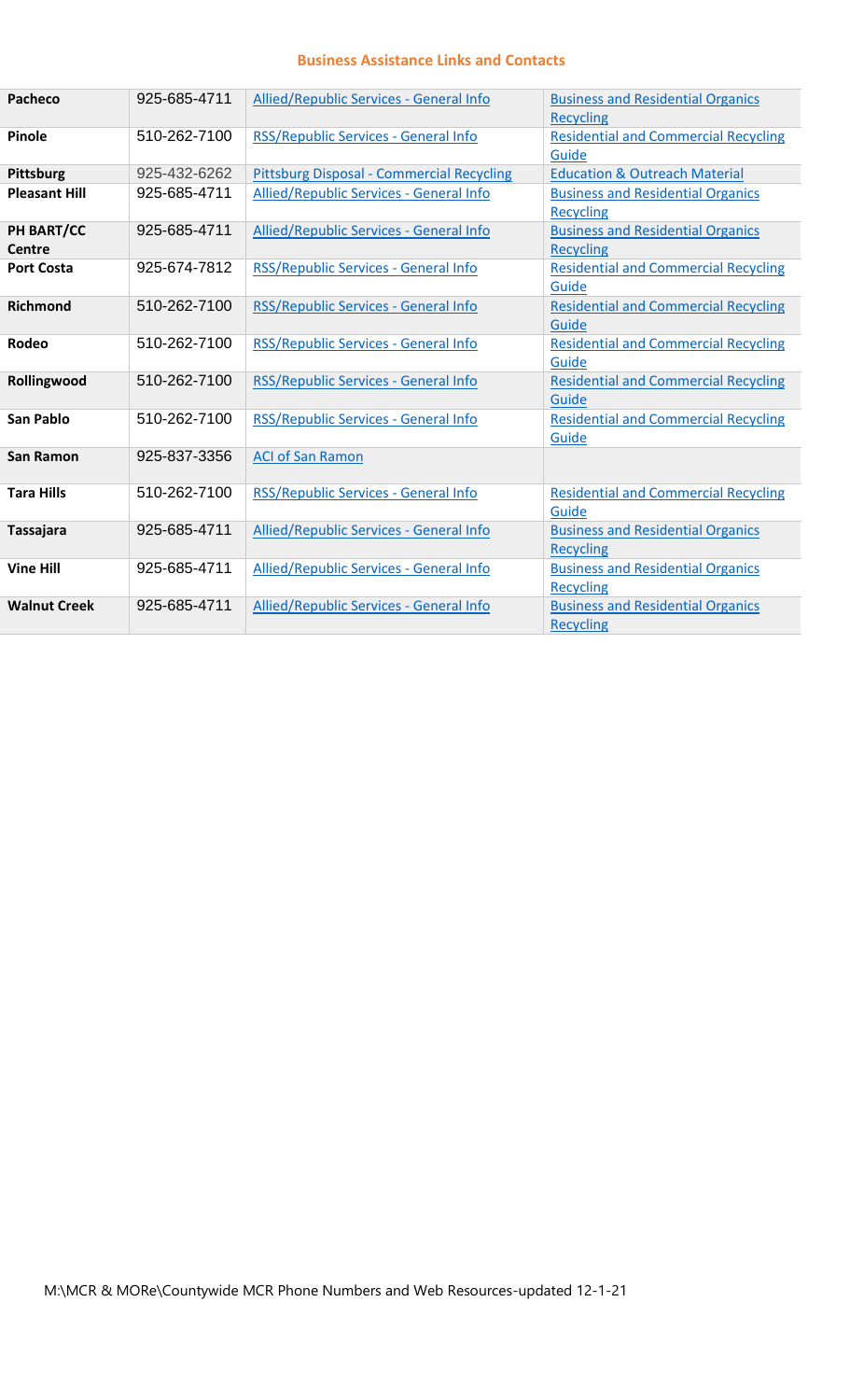**Business Assistance Links and Contacts**

| | | | |
|---|---|---|---|
| **Pacheco** | 925-685-4711 | Allied/Republic Services - General Info | Business and Residential Organics Recycling |
| **Pinole** | 510-262-7100 | RSS/Republic Services - General Info | Residential and Commercial Recycling Guide |
| **Pittsburg** | 925-432-6262 | Pittsburg Disposal - Commercial Recycling | Education & Outreach Material |
| **Pleasant Hill** | 925-685-4711 | Allied/Republic Services - General Info | Business and Residential Organics Recycling |
| **PH BART/CC Centre** | 925-685-4711 | Allied/Republic Services - General Info | Business and Residential Organics Recycling |
| **Port Costa** | 925-674-7812 | RSS/Republic Services - General Info | Residential and Commercial Recycling Guide |
| **Richmond** | 510-262-7100 | RSS/Republic Services - General Info | Residential and Commercial Recycling Guide |
| **Rodeo** | 510-262-7100 | RSS/Republic Services - General Info | Residential and Commercial Recycling Guide |
| **Rollingwood** | 510-262-7100 | RSS/Republic Services - General Info | Residential and Commercial Recycling Guide |
| **San Pablo** | 510-262-7100 | RSS/Republic Services - General Info | Residential and Commercial Recycling Guide |
| **San Ramon** | 925-837-3356 | ACI of San Ramon | |
| **Tara Hills** | 510-262-7100 | RSS/Republic Services - General Info | Residential and Commercial Recycling Guide |
| **Tassajara** | 925-685-4711 | Allied/Republic Services - General Info | Business and Residential Organics Recycling |
| **Vine Hill** | 925-685-4711 | Allied/Republic Services - General Info | Business and Residential Organics Recycling |
| **Walnut Creek** | 925-685-4711 | Allied/Republic Services - General Info | Business and Residential Organics Recycling |

M:\MCR & MORe\Countywide MCR Phone Numbers and Web Resources-updated 12-1-21